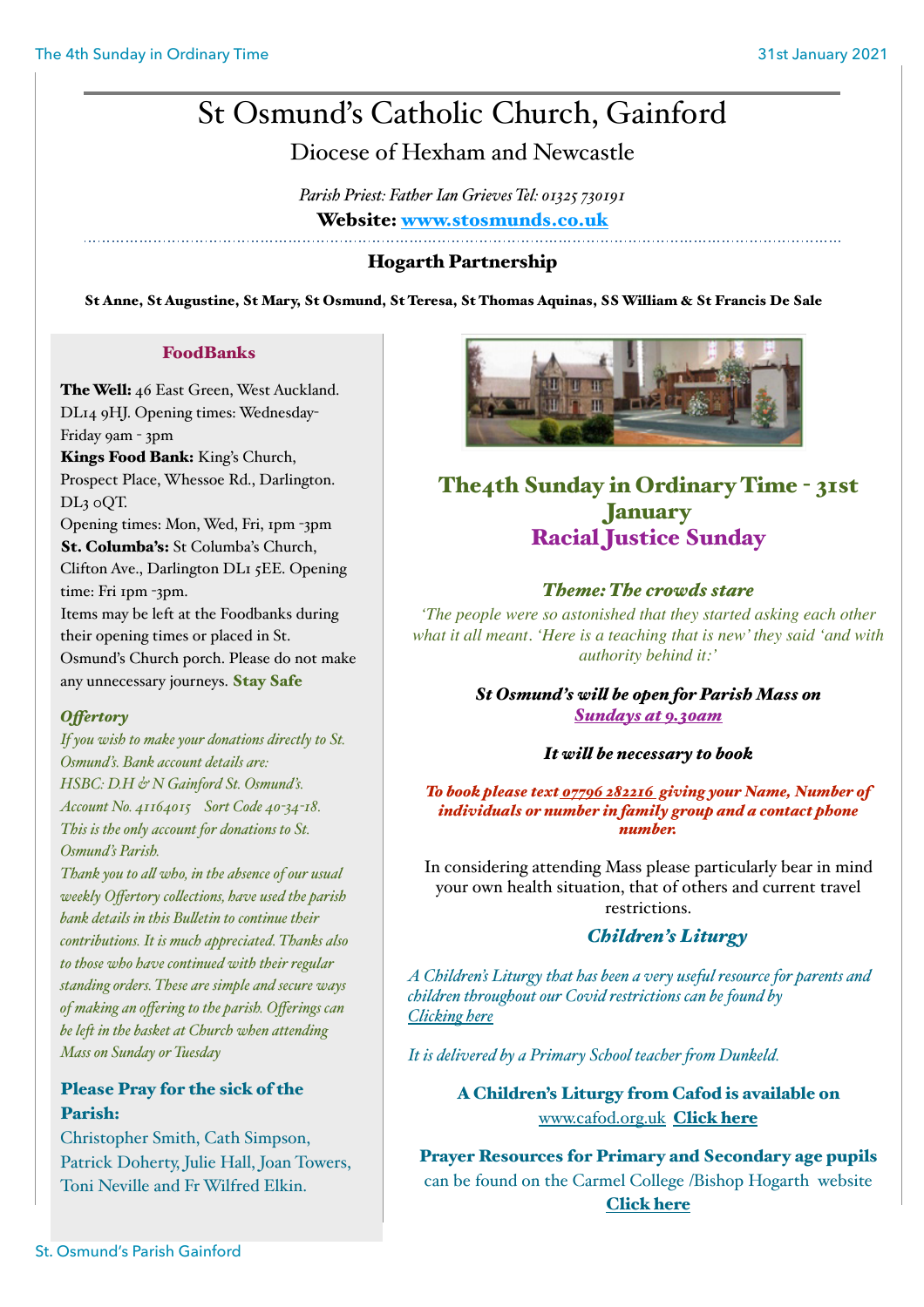# St Osmund's Catholic Church, Gainford

## Diocese of Hexham and Newcastle

*Parish Priest: Father Ian Grieves Tel: 01325 730191*

**Website: www.stosmunds.co.uk**

### Hogarth Partnership

**St Anne, St Augustine, St Mary, St Osmund, St Teresa, St Thomas Aquinas, SS William & St Francis De Sale**

### FoodBanks

**The Well:** 46 East Green, West Auckland. DL14 9HJ. Opening times: Wednesday-Friday 9am - 3pm

**Kings Food Bank:** King's Church, Prospect Place, Whessoe Rd., Darlington. DL3 0QT. Opening times: Mon, Wed, Fri, 1pm -3pm

**St. Columba's:** St Columba's Church, Clifton Ave., Darlington DL1 5EE. Opening time: Fri 1pm -3pm.

Items may be left at the Foodbanks during their opening times or placed in St. Osmund's Church porch. Please do not make any unnecessary journeys. **Stay Safe**

### *Offertory*

*If you wish to make your donations directly to St. Osmund's. Bank account details are: HSBC: D.H & N Gainford St. Osmund's. Account No. 41164015 Sort Code 40-34-18. This is the only account for donations to St. Osmund's Parish.*

*Thank you to all who, in the absence of our usual weekly Offertory collections, have used the parish bank details in this Bulletin to continue their contributions. It is much appreciated. Thanks also to those who have continued with their regular standing orders. These are simple and secure ways of making an offering to the parish. Offerings can be left in the basket at Church when attending Mass on Sunday or Tuesday*

### Please Pray for the sick of the Parish:

Christopher Smith, Cath Simpson, Patrick Doherty, Julie Hall, Joan Towers, Toni Neville and Fr Wilfred Elkin.

## The4th Sunday in Ordinary Time - 31st January

## Racial Justice Sunday

### *Theme: The crowds stare*

*'The people were so astonished that they started asking each other what it all meant. 'Here is a teaching that is new' they said 'and with authority behind it:'*

***St Osmund's will be open for Parish Mass on Sundays at 9.30am***

***It will be necessary to book***

***To book please text 07796 282216 giving your Name, Number of individuals or number in family group and a contact phone number.***

In considering attending Mass please particularly bear in mind your own health situation, that of others and current travel restrictions.

### *Children's Liturgy*

*A Children's Liturgy that has been a very useful resource for parents and children throughout our Covid restrictions can be found by Clicking here*

*It is delivered by a Primary School teacher from Dunkeld.*

**A Children's Liturgy from Cafod is available on** www.cafod.org.uk **Click here**

**Prayer Resources for Primary and Secondary age pupils** can be found on the Carmel College /Bishop Hogarth website **Click here**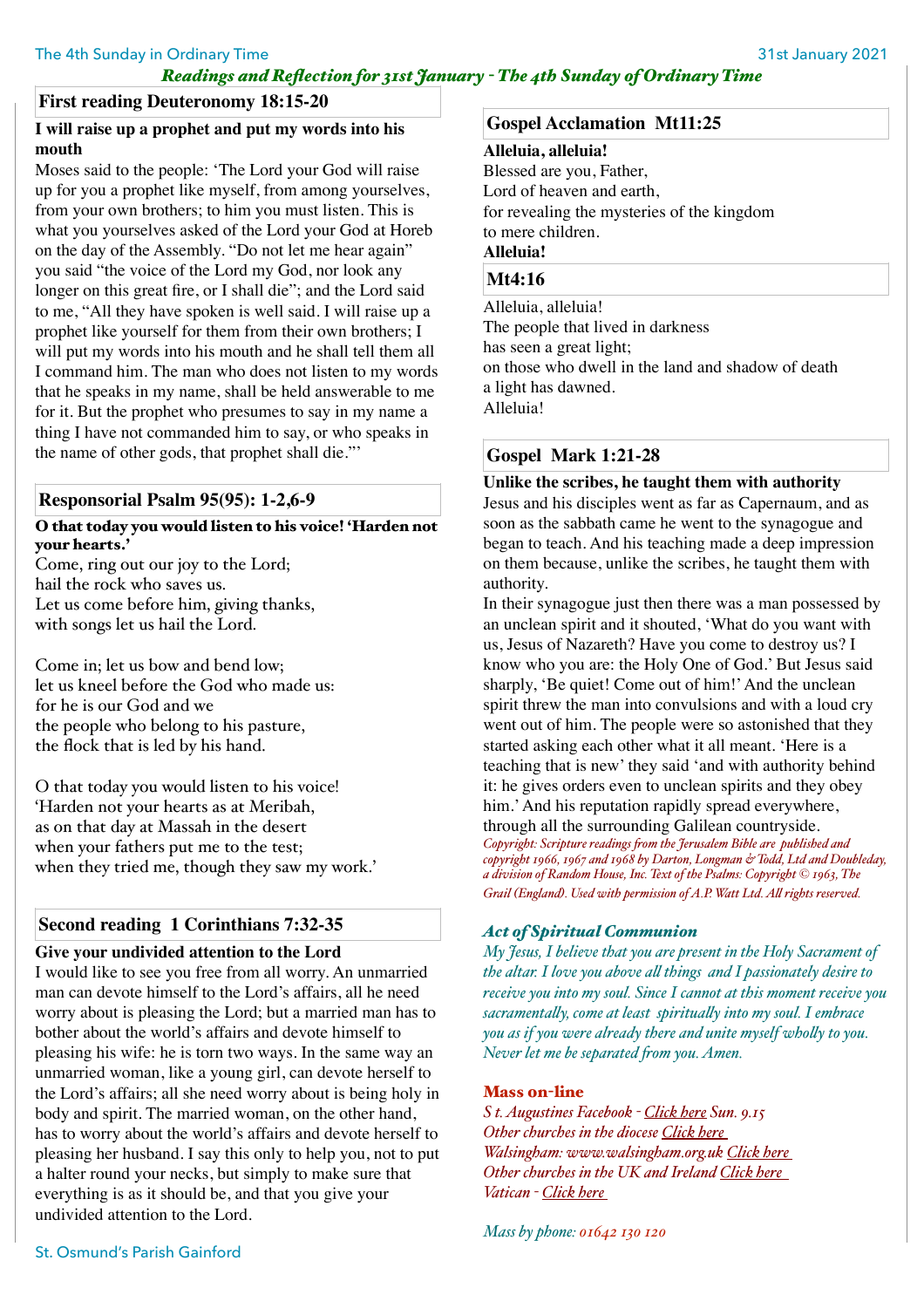## Readings and Reflection for 31st January - The 4th Sunday of Ordinary Time

### First reading Deuteronomy 18:15-20

**I will raise up a prophet and put my words into his mouth**

Moses said to the people: 'The Lord your God will raise up for you a prophet like myself, from among yourselves, from your own brothers; to him you must listen. This is what you yourselves asked of the Lord your God at Horeb on the day of the Assembly. "Do not let me hear again" you said "the voice of the Lord my God, nor look any longer on this great fire, or I shall die"; and the Lord said to me, "All they have spoken is well said. I will raise up a prophet like yourself for them from their own brothers; I will put my words into his mouth and he shall tell them all I command him. The man who does not listen to my words that he speaks in my name, shall be held answerable to me for it. But the prophet who presumes to say in my name a thing I have not commanded him to say, or who speaks in the name of other gods, that prophet shall die."'

### Responsorial Psalm 95(95): 1-2,6-9

**O that today you would listen to his voice! 'Harden not your hearts.'**

Come, ring out our joy to the Lord;
hail the rock who saves us.
Let us come before him, giving thanks,
with songs let us hail the Lord.

Come in; let us bow and bend low;
let us kneel before the God who made us:
for he is our God and we
the people who belong to his pasture,
the flock that is led by his hand.

O that today you would listen to his voice!
'Harden not your hearts as at Meribah,
as on that day at Massah in the desert
when your fathers put me to the test;
when they tried me, though they saw my work.'

### Second reading 1 Corinthians 7:32-35

**Give your undivided attention to the Lord**

I would like to see you free from all worry. An unmarried man can devote himself to the Lord's affairs, all he need worry about is pleasing the Lord; but a married man has to bother about the world's affairs and devote himself to pleasing his wife: he is torn two ways. In the same way an unmarried woman, like a young girl, can devote herself to the Lord's affairs; all she need worry about is being holy in body and spirit. The married woman, on the other hand, has to worry about the world's affairs and devote herself to pleasing her husband. I say this only to help you, not to put a halter round your necks, but simply to make sure that everything is as it should be, and that you give your undivided attention to the Lord.

### Gospel Acclamation Mt11:25

**Alleluia, alleluia!**
Blessed are you, Father,
Lord of heaven and earth,
for revealing the mysteries of the kingdom
to mere children.
**Alleluia!**

### Mt4:16

Alleluia, alleluia!
The people that lived in darkness
has seen a great light;
on those who dwell in the land and shadow of death
a light has dawned.
Alleluia!

### Gospel Mark 1:21-28

**Unlike the scribes, he taught them with authority**

Jesus and his disciples went as far as Capernaum, and as soon as the sabbath came he went to the synagogue and began to teach. And his teaching made a deep impression on them because, unlike the scribes, he taught them with authority.

In their synagogue just then there was a man possessed by an unclean spirit and it shouted, 'What do you want with us, Jesus of Nazareth? Have you come to destroy us? I know who you are: the Holy One of God.' But Jesus said sharply, 'Be quiet! Come out of him!' And the unclean spirit threw the man into convulsions and with a loud cry went out of him. The people were so astonished that they started asking each other what it all meant. 'Here is a teaching that is new' they said 'and with authority behind it: he gives orders even to unclean spirits and they obey him.' And his reputation rapidly spread everywhere, through all the surrounding Galilean countryside.

*Copyright: Scripture readings from the Jerusalem Bible are published and copyright 1966, 1967 and 1968 by Darton, Longman & Todd, Ltd and Doubleday, a division of Random House, Inc. Text of the Psalms: Copyright © 1963, The Grail (England). Used with permission of A.P. Watt Ltd. All rights reserved.*

### *Act of Spiritual Communion*

*My Jesus, I believe that you are present in the Holy Sacrament of the altar. I love you above all things and I passionately desire to receive you into my soul. Since I cannot at this moment receive you sacramentally, come at least spiritually into my soul. I embrace you as if you were already there and unite myself wholly to you. Never let me be separated from you. Amen.*

### Mass on-line

*St. Augustines Facebook - Click here Sun. 9.15*
*Other churches in the diocese Click here*
*Walsingham: www.walsingham.org.uk Click here*
*Other churches in the UK and Ireland Click here*
*Vatican - Click here*

*Mass by phone: 01642 130 120*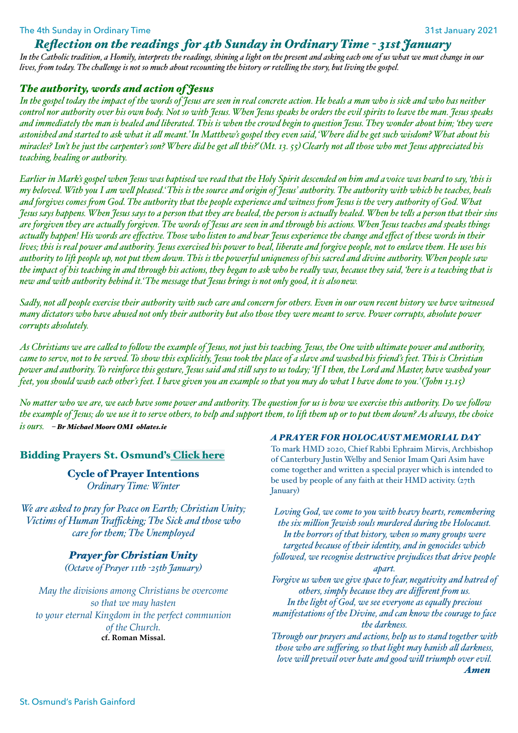## *Reflection on the readings for 4th Sunday in Ordinary Time - 31st January*

*In the Catholic tradition, a Homily, interprets the readings, shining a light on the present and asking each one of us what we must change in our lives, from today. The challenge is not so much about recounting the history or retelling the story, but living the gospel.*

### *The authority, words and action of Jesus*

*In the gospel today the impact of the words of Jesus are seen in real concrete action. He heals a man who is sick and who has neither control nor authority over his own body. Not so with Jesus. When Jesus speaks he orders the evil spirits to leave the man. Jesus speaks and immediately the man is healed and liberated. This is when the crowd begin to question Jesus. They wonder about him; 'they were astonished and started to ask what it all meant.' In Matthew's gospel they even said, 'Where did he get such wisdom? What about his miracles? Isn't he just the carpenter's son? Where did he get all this?' (Mt. 13. 55) Clearly not all those who met Jesus appreciated his teaching, healing or authority.*

*Earlier in Mark's gospel when Jesus was baptised we read that the Holy Spirit descended on him and a voice was heard to say, 'this is my beloved. With you I am well pleased.' This is the source and origin of Jesus' authority. The authority with which he teaches, heals and forgives comes from God. The authority that the people experience and witness from Jesus is the very authority of God. What Jesus says happens. When Jesus says to a person that they are healed, the person is actually healed. When he tells a person that their sins are forgiven they are actually forgiven. The words of Jesus are seen in and through his actions. When Jesus teaches and speaks things actually happen! His words are effective. Those who listen to and hear Jesus experience the change and effect of these words in their lives; this is real power and authority. Jesus exercised his power to heal, liberate and forgive people, not to enslave them. He uses his authority to lift people up, not put them down. This is the powerful uniqueness of his sacred and divine authority. When people saw the impact of his teaching in and through his actions, they began to ask who he really was, because they said, 'here is a teaching that is new and with authority behind it.' The message that Jesus brings is not only good, it is also new.*

*Sadly, not all people exercise their authority with such care and concern for others. Even in our own recent history we have witnessed many dictators who have abused not only their authority but also those they were meant to serve. Power corrupts, absolute power corrupts absolutely.*

*As Christians we are called to follow the example of Jesus, not just his teaching. Jesus, the One with ultimate power and authority, came to serve, not to be served. To show this explicitly, Jesus took the place of a slave and washed his friend's feet. This is Christian power and authority. To reinforce this gesture, Jesus said and still says to us today; 'If I then, the Lord and Master, have washed your feet, you should wash each other's feet. I have given you an example so that you may do what I have done to you.' (John 13.15)*

*No matter who we are, we each have some power and authority. The question for us is how we exercise this authority. Do we follow the example of Jesus; do we use it to serve others, to help and support them, to lift them up or to put them down? As always, the choice is ours.* – ***Br Michael Moore OMI oblates.ie***

## Bidding Prayers St. Osmund's Click here

### Cycle of Prayer Intentions

*Ordinary Time: Winter*

*We are asked to pray for Peace on Earth; Christian Unity; Victims of Human Trafficking; The Sick and those who care for them; The Unemployed*

### *Prayer for Christian Unity*

*(Octave of Prayer 11th -25th January)*

*May the divisions among Christians be overcome
so that we may hasten
to your eternal Kingdom in the perfect communion
of the Church.*

**cf. Roman Missal.**

### *A PRAYER FOR HOLOCAUST MEMORIAL DAY*

To mark HMD 2020, Chief Rabbi Ephraim Mirvis, Archbishop of Canterbury Justin Welby and Senior Imam Qari Asim have come together and written a special prayer which is intended to be used by people of any faith at their HMD activity. (27th January)

*Loving God, we come to you with heavy hearts, remembering the six million Jewish souls murdered during the Holocaust.
In the horrors of that history, when so many groups were targeted because of their identity, and in genocides which followed, we recognise destructive prejudices that drive people apart.
Forgive us when we give space to fear, negativity and hatred of others, simply because they are different from us.
In the light of God, we see everyone as equally precious manifestations of the Divine, and can know the courage to face the darkness.
Through our prayers and actions, help us to stand together with those who are suffering, so that light may banish all darkness, love will prevail over hate and good will triumph over evil.*

***Amen***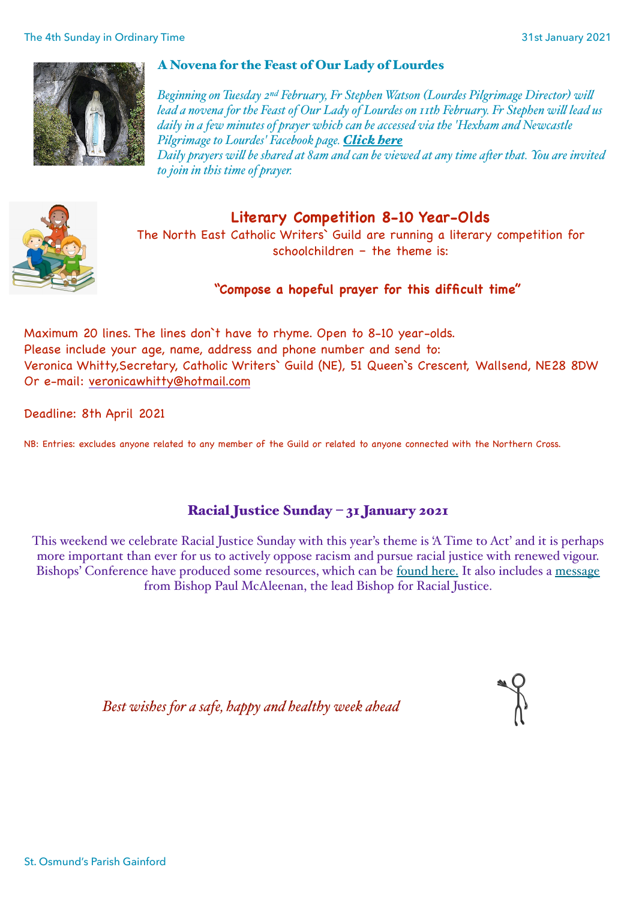## A Novena for the Feast of Our Lady of Lourdes

*Beginning on Tuesday 2nd February, Fr Stephen Watson (Lourdes Pilgrimage Director) will lead a novena for the Feast of Our Lady of Lourdes on 11th February. Fr Stephen will lead us daily in a few minutes of prayer which can be accessed via the 'Hexham and Newcastle Pilgrimage to Lourdes' Facebook page.* ***Click here***
*Daily prayers will be shared at 8am and can be viewed at any time after that. You are invited to join in this time of prayer.*

## Literary Competition 8-10 Year-Olds

The North East Catholic Writers` Guild are running a literary competition for schoolchildren – the theme is:

**"Compose a hopeful prayer for this difficult time"**

Maximum 20 lines. The lines don`t have to rhyme. Open to 8-10 year-olds.
Please include your age, name, address and phone number and send to:
Veronica Whitty,Secretary, Catholic Writers` Guild (NE), 51 Queen`s Crescent, Wallsend, NE28 8DW
Or e-mail: veronicawhitty@hotmail.com

Deadline: 8th April 2021

NB: Entries: excludes anyone related to any member of the Guild or related to anyone connected with the Northern Cross.

## Racial Justice Sunday – 31 January 2021

This weekend we celebrate Racial Justice Sunday with this year's theme is 'A Time to Act' and it is perhaps more important than ever for us to actively oppose racism and pursue racial justice with renewed vigour. Bishops' Conference have produced some resources, which can be found here. It also includes a message from Bishop Paul McAleenan, the lead Bishop for Racial Justice.

*Best wishes for a safe, happy and healthy week ahead*